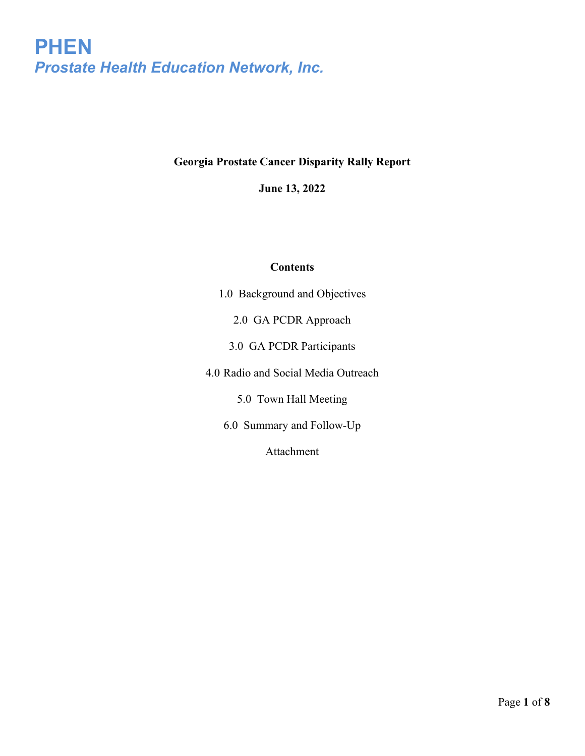# PHEN

***Prostate Health Education Network, Inc.***

**Georgia Prostate Cancer Disparity Rally Report**

**June 13, 2022**

**Contents**

1.0 Background and Objectives

2.0 GA PCDR Approach

3.0 GA PCDR Participants

4.0 Radio and Social Media Outreach

5.0 Town Hall Meeting

6.0 Summary and Follow-Up

Attachment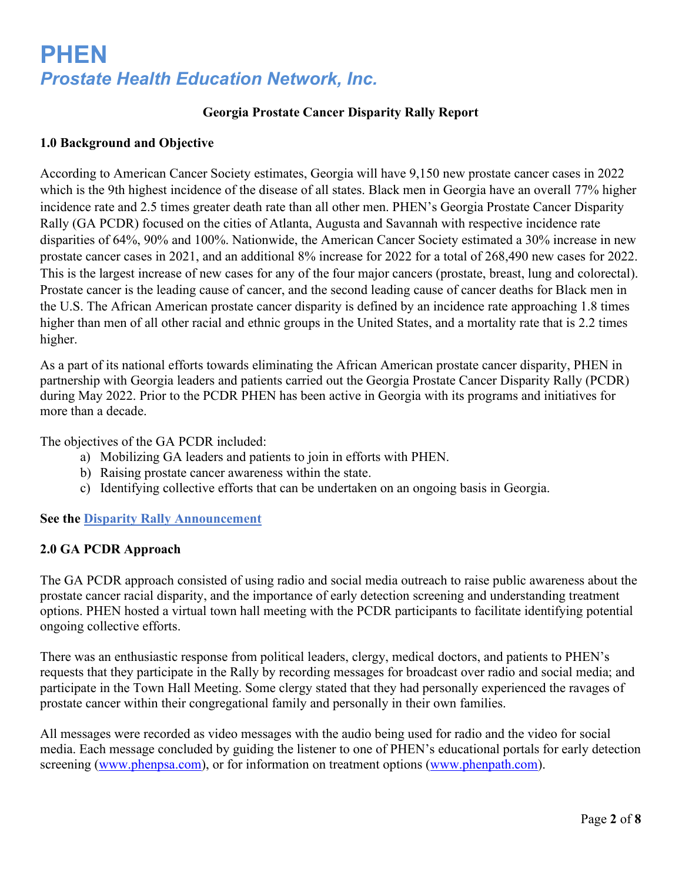# PHEN
## *Prostate Health Education Network, Inc.*

**Georgia Prostate Cancer Disparity Rally Report**

### 1.0 Background and Objective

According to American Cancer Society estimates, Georgia will have 9,150 new prostate cancer cases in 2022 which is the 9th highest incidence of the disease of all states. Black men in Georgia have an overall 77% higher incidence rate and 2.5 times greater death rate than all other men. PHEN's Georgia Prostate Cancer Disparity Rally (GA PCDR) focused on the cities of Atlanta, Augusta and Savannah with respective incidence rate disparities of 64%, 90% and 100%. Nationwide, the American Cancer Society estimated a 30% increase in new prostate cancer cases in 2021, and an additional 8% increase for 2022 for a total of 268,490 new cases for 2022. This is the largest increase of new cases for any of the four major cancers (prostate, breast, lung and colorectal). Prostate cancer is the leading cause of cancer, and the second leading cause of cancer deaths for Black men in the U.S. The African American prostate cancer disparity is defined by an incidence rate approaching 1.8 times higher than men of all other racial and ethnic groups in the United States, and a mortality rate that is 2.2 times higher.

As a part of its national efforts towards eliminating the African American prostate cancer disparity, PHEN in partnership with Georgia leaders and patients carried out the Georgia Prostate Cancer Disparity Rally (PCDR) during May 2022. Prior to the PCDR PHEN has been active in Georgia with its programs and initiatives for more than a decade.

The objectives of the GA PCDR included:

a) Mobilizing GA leaders and patients to join in efforts with PHEN.
b) Raising prostate cancer awareness within the state.
c) Identifying collective efforts that can be undertaken on an ongoing basis in Georgia.

**See the Disparity Rally Announcement**

### 2.0 GA PCDR Approach

The GA PCDR approach consisted of using radio and social media outreach to raise public awareness about the prostate cancer racial disparity, and the importance of early detection screening and understanding treatment options. PHEN hosted a virtual town hall meeting with the PCDR participants to facilitate identifying potential ongoing collective efforts.

There was an enthusiastic response from political leaders, clergy, medical doctors, and patients to PHEN's requests that they participate in the Rally by recording messages for broadcast over radio and social media; and participate in the Town Hall Meeting. Some clergy stated that they had personally experienced the ravages of prostate cancer within their congregational family and personally in their own families.

All messages were recorded as video messages with the audio being used for radio and the video for social media. Each message concluded by guiding the listener to one of PHEN's educational portals for early detection screening (www.phenpsa.com), or for information on treatment options (www.phenpath.com).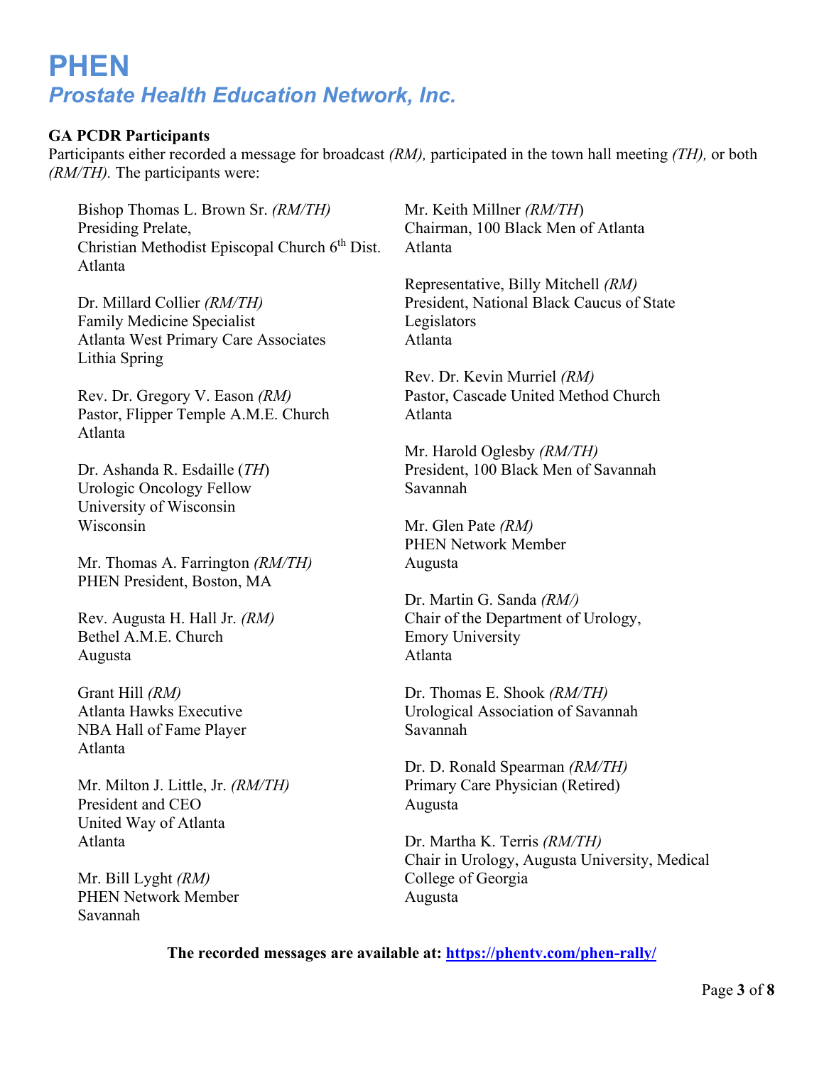# PHEN

## *Prostate Health Education Network, Inc.*

**GA PCDR Participants**

Participants either recorded a message for broadcast *(RM),* participated in the town hall meeting *(TH),* or both *(RM/TH).* The participants were:

Bishop Thomas L. Brown Sr. *(RM/TH)*
Presiding Prelate,
Christian Methodist Episcopal Church 6th Dist.
Atlanta

Dr. Millard Collier *(RM/TH)*
Family Medicine Specialist
Atlanta West Primary Care Associates
Lithia Spring

Rev. Dr. Gregory V. Eason *(RM)*
Pastor, Flipper Temple A.M.E. Church
Atlanta

Dr. Ashanda R. Esdaille (*TH*)
Urologic Oncology Fellow
University of Wisconsin
Wisconsin

Mr. Thomas A. Farrington *(RM/TH)*
PHEN President, Boston, MA

Rev. Augusta H. Hall Jr. *(RM)*
Bethel A.M.E. Church
Augusta

Grant Hill *(RM)*
Atlanta Hawks Executive
NBA Hall of Fame Player
Atlanta

Mr. Milton J. Little, Jr. *(RM/TH)*
President and CEO
United Way of Atlanta
Atlanta

Mr. Bill Lyght *(RM)*
PHEN Network Member
Savannah

Mr. Keith Millner *(RM/TH*)
Chairman, 100 Black Men of Atlanta
Atlanta

Representative, Billy Mitchell *(RM)*
President, National Black Caucus of State Legislators
Atlanta

Rev. Dr. Kevin Murriel *(RM)*
Pastor, Cascade United Method Church
Atlanta

Mr. Harold Oglesby *(RM/TH)*
President, 100 Black Men of Savannah
Savannah

Mr. Glen Pate *(RM)*
PHEN Network Member
Augusta

Dr. Martin G. Sanda *(RM/)*
Chair of the Department of Urology,
Emory University
Atlanta

Dr. Thomas E. Shook *(RM/TH)*
Urological Association of Savannah
Savannah

Dr. D. Ronald Spearman *(RM/TH)*
Primary Care Physician (Retired)
Augusta

Dr. Martha K. Terris *(RM/TH)*
Chair in Urology, Augusta University, Medical College of Georgia
Augusta

**The recorded messages are available at: [https://phentv.com/phen-rally/](https://phentv.com/phen-rally/)**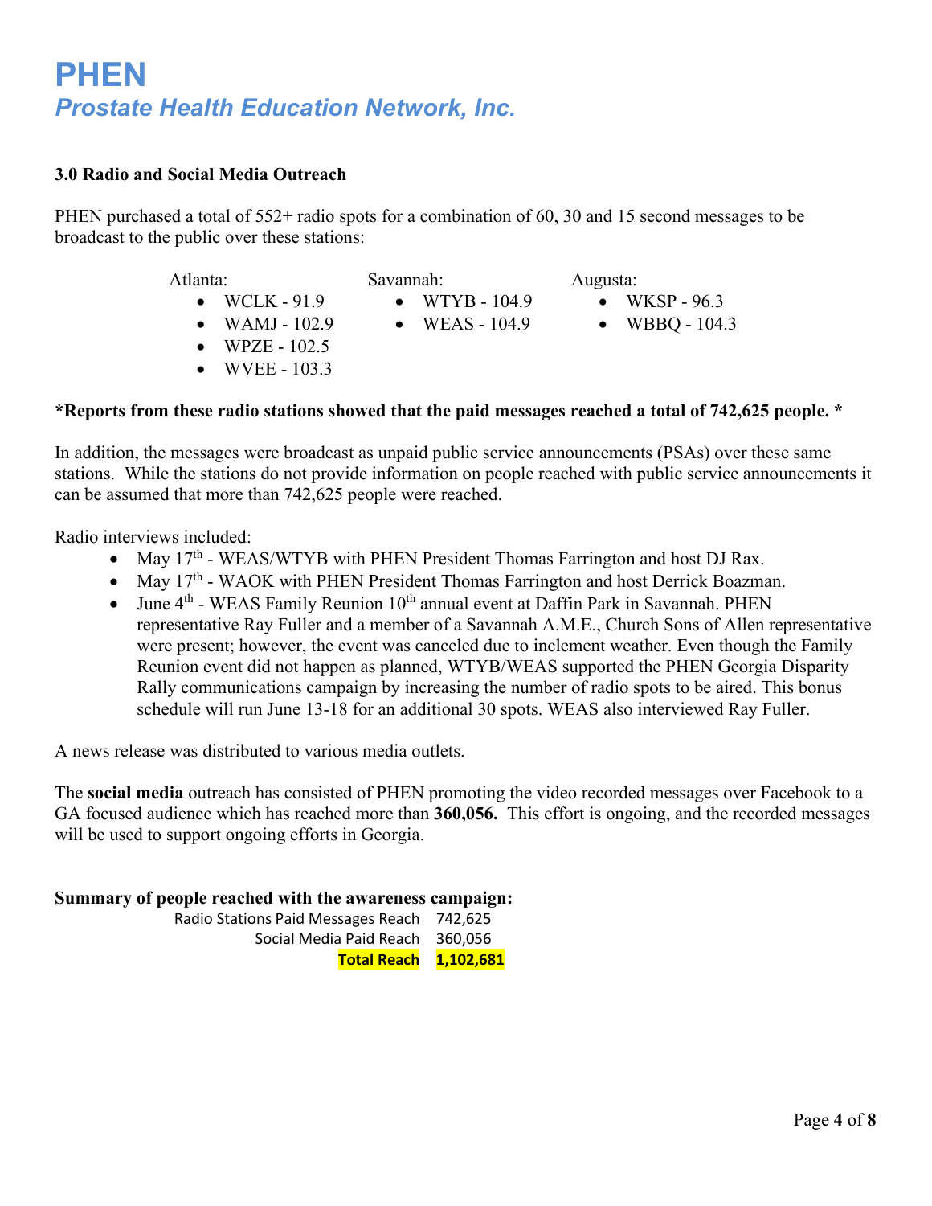# PHEN

## *Prostate Health Education Network, Inc.*

### 3.0 Radio and Social Media Outreach

PHEN purchased a total of 552+ radio spots for a combination of 60, 30 and 15 second messages to be broadcast to the public over these stations:

Atlanta:

- WCLK - 91.9
- WAMJ - 102.9
- WPZE - 102.5
- WVEE - 103.3

Savannah:

- WTYB - 104.9
- WEAS - 104.9

Augusta:

- WKSP - 96.3
- WBBQ - 104.3

**\*Reports from these radio stations showed that the paid messages reached a total of 742,625 people. \***

In addition, the messages were broadcast as unpaid public service announcements (PSAs) over these same stations. While the stations do not provide information on people reached with public service announcements it can be assumed that more than 742,625 people were reached.

Radio interviews included:

- May 17th - WEAS/WTYB with PHEN President Thomas Farrington and host DJ Rax.
- May 17th - WAOK with PHEN President Thomas Farrington and host Derrick Boazman.
- June 4th - WEAS Family Reunion 10th annual event at Daffin Park in Savannah. PHEN representative Ray Fuller and a member of a Savannah A.M.E., Church Sons of Allen representative were present; however, the event was canceled due to inclement weather. Even though the Family Reunion event did not happen as planned, WTYB/WEAS supported the PHEN Georgia Disparity Rally communications campaign by increasing the number of radio spots to be aired. This bonus schedule will run June 13-18 for an additional 30 spots. WEAS also interviewed Ray Fuller.

A news release was distributed to various media outlets.

The **social media** outreach has consisted of PHEN promoting the video recorded messages over Facebook to a GA focused audience which has reached more than **360,056.** This effort is ongoing, and the recorded messages will be used to support ongoing efforts in Georgia.

**Summary of people reached with the awareness campaign:**

| | |
|---|---|
| Radio Stations Paid Messages Reach | 742,625 |
| Social Media Paid Reach | 360,056 |
| **Total Reach** | **1,102,681** |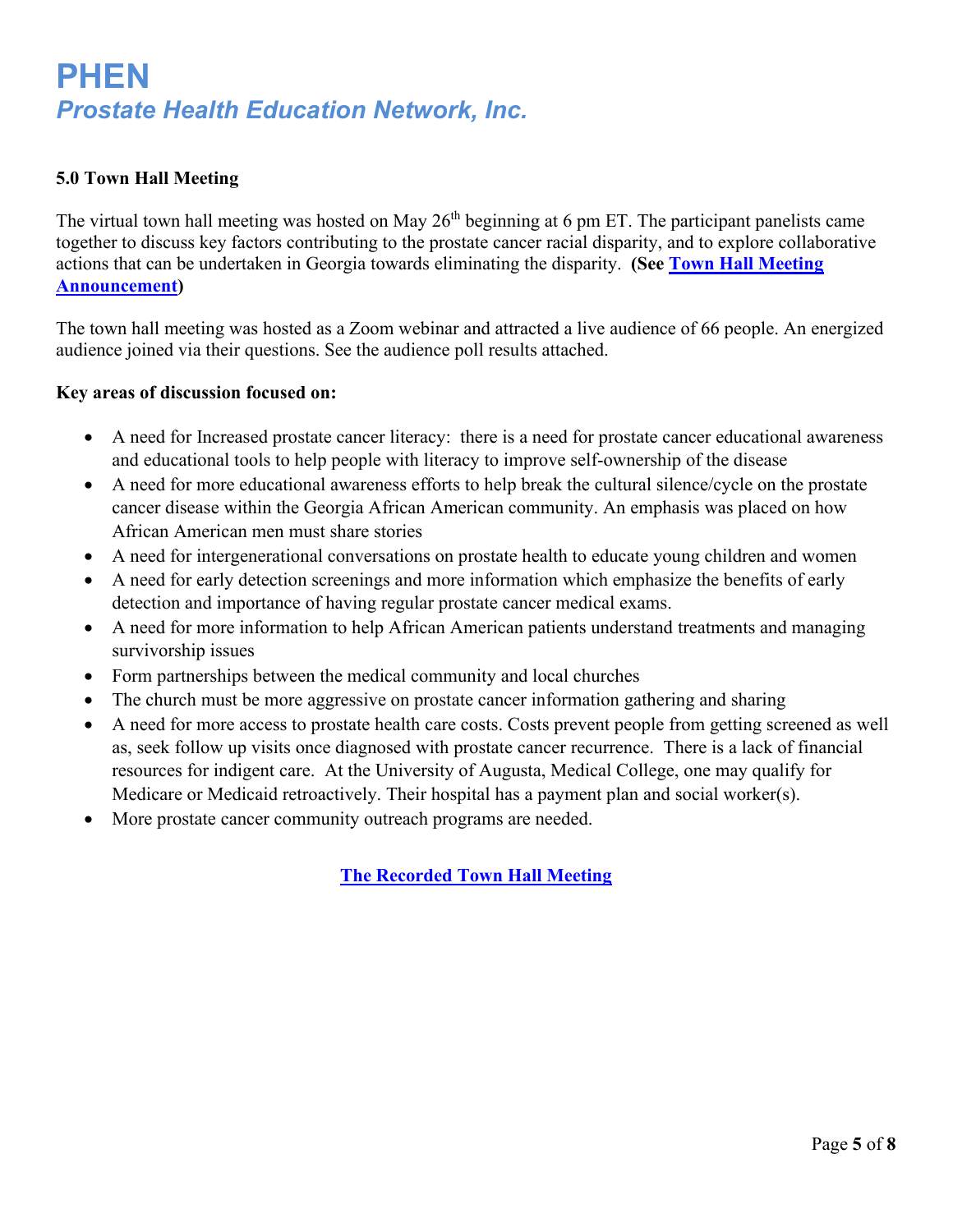# PHEN
## *Prostate Health Education Network, Inc.*

### 5.0 Town Hall Meeting

The virtual town hall meeting was hosted on May 26th beginning at 6 pm ET. The participant panelists came together to discuss key factors contributing to the prostate cancer racial disparity, and to explore collaborative actions that can be undertaken in Georgia towards eliminating the disparity. **(See Town Hall Meeting Announcement)**

The town hall meeting was hosted as a Zoom webinar and attracted a live audience of 66 people. An energized audience joined via their questions. See the audience poll results attached.

**Key areas of discussion focused on:**

- A need for Increased prostate cancer literacy: there is a need for prostate cancer educational awareness and educational tools to help people with literacy to improve self-ownership of the disease
- A need for more educational awareness efforts to help break the cultural silence/cycle on the prostate cancer disease within the Georgia African American community. An emphasis was placed on how African American men must share stories
- A need for intergenerational conversations on prostate health to educate young children and women
- A need for early detection screenings and more information which emphasize the benefits of early detection and importance of having regular prostate cancer medical exams.
- A need for more information to help African American patients understand treatments and managing survivorship issues
- Form partnerships between the medical community and local churches
- The church must be more aggressive on prostate cancer information gathering and sharing
- A need for more access to prostate health care costs. Costs prevent people from getting screened as well as, seek follow up visits once diagnosed with prostate cancer recurrence. There is a lack of financial resources for indigent care. At the University of Augusta, Medical College, one may qualify for Medicare or Medicaid retroactively. Their hospital has a payment plan and social worker(s).
- More prostate cancer community outreach programs are needed.

**The Recorded Town Hall Meeting**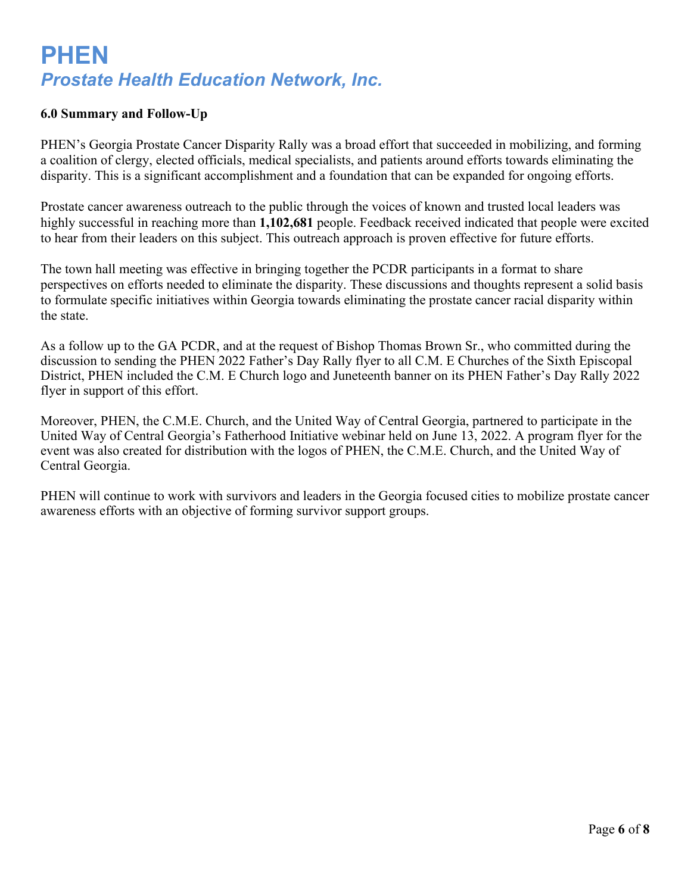# PHEN
## *Prostate Health Education Network, Inc.*

### 6.0 Summary and Follow-Up

PHEN's Georgia Prostate Cancer Disparity Rally was a broad effort that succeeded in mobilizing, and forming a coalition of clergy, elected officials, medical specialists, and patients around efforts towards eliminating the disparity. This is a significant accomplishment and a foundation that can be expanded for ongoing efforts.

Prostate cancer awareness outreach to the public through the voices of known and trusted local leaders was highly successful in reaching more than **1,102,681** people. Feedback received indicated that people were excited to hear from their leaders on this subject. This outreach approach is proven effective for future efforts.

The town hall meeting was effective in bringing together the PCDR participants in a format to share perspectives on efforts needed to eliminate the disparity. These discussions and thoughts represent a solid basis to formulate specific initiatives within Georgia towards eliminating the prostate cancer racial disparity within the state.

As a follow up to the GA PCDR, and at the request of Bishop Thomas Brown Sr., who committed during the discussion to sending the PHEN 2022 Father's Day Rally flyer to all C.M. E Churches of the Sixth Episcopal District, PHEN included the C.M. E Church logo and Juneteenth banner on its PHEN Father's Day Rally 2022 flyer in support of this effort.

Moreover, PHEN, the C.M.E. Church, and the United Way of Central Georgia, partnered to participate in the United Way of Central Georgia's Fatherhood Initiative webinar held on June 13, 2022. A program flyer for the event was also created for distribution with the logos of PHEN, the C.M.E. Church, and the United Way of Central Georgia.

PHEN will continue to work with survivors and leaders in the Georgia focused cities to mobilize prostate cancer awareness efforts with an objective of forming survivor support groups.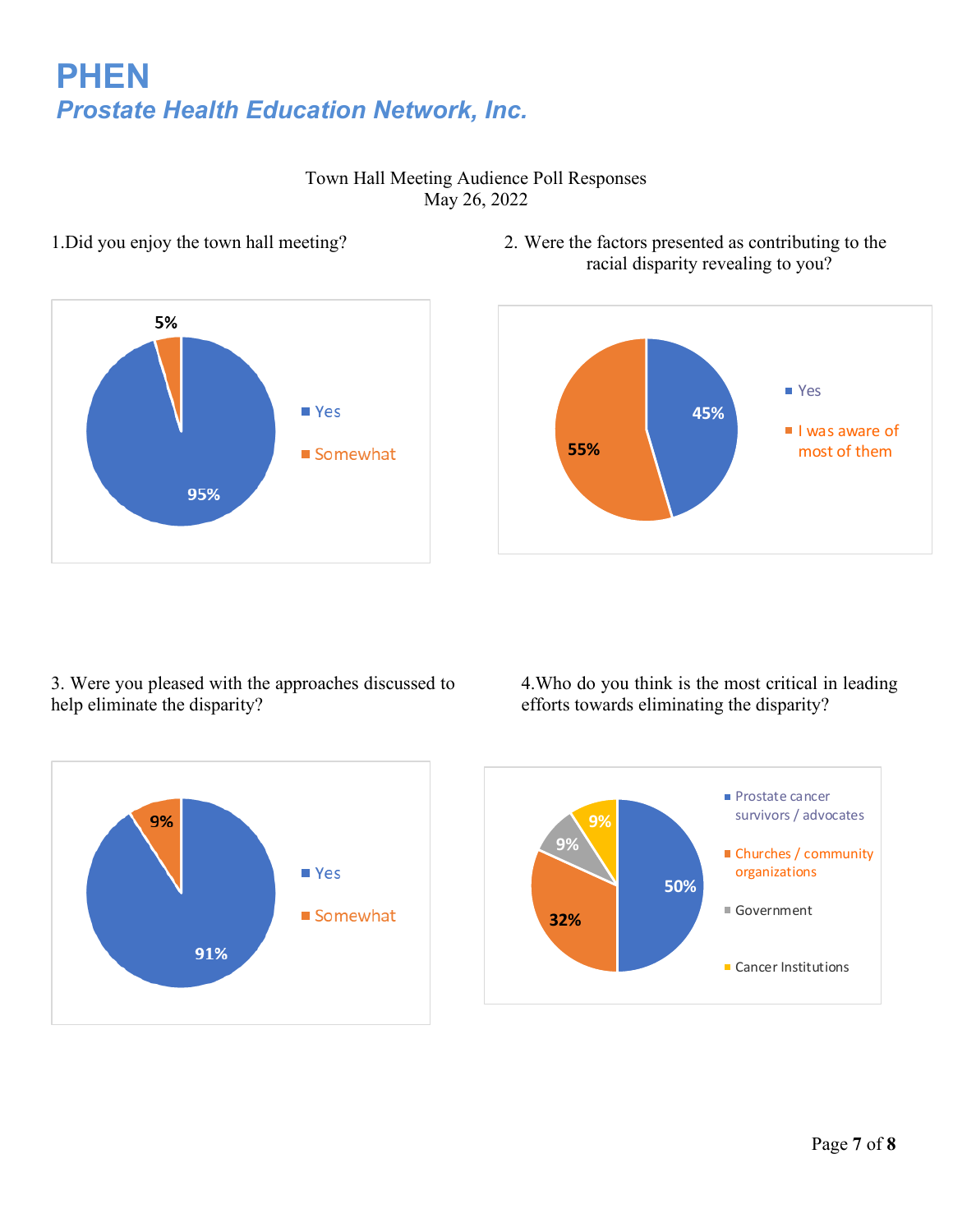# PHEN

## *Prostate Health Education Network, Inc.*

Town Hall Meeting Audience Poll Responses
May 26, 2022

1.Did you enjoy the town hall meeting?

| Response | Percentage |
| --- | --- |
| Yes | 95% |
| Somewhat | 5% |

2. Were the factors presented as contributing to the racial disparity revealing to you?

| Response | Percentage |
| --- | --- |
| Yes | 45% |
| I was aware of most of them | 55% |

3. Were you pleased with the approaches discussed to help eliminate the disparity?

| Response | Percentage |
| --- | --- |
| Yes | 91% |
| Somewhat | 9% |

4.Who do you think is the most critical in leading efforts towards eliminating the disparity?

| Response | Percentage |
| --- | --- |
| Prostate cancer survivors / advocates | 50% |
| Churches / community organizations | 32% |
| Government | 9% |
| Cancer Institutions | 9% |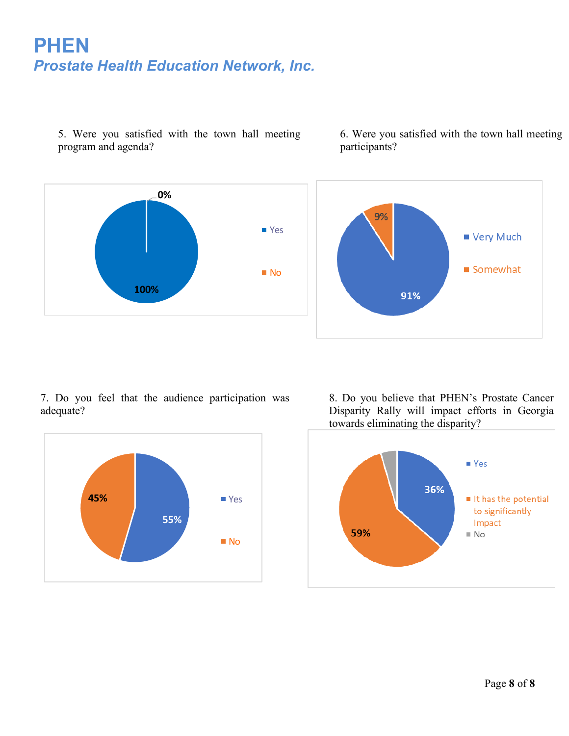# PHEN

## *Prostate Health Education Network, Inc.*

5. Were you satisfied with the town hall meeting program and agenda?

0%
100%
Yes
No

6. Were you satisfied with the town hall meeting participants?

9%
91%
Very Much
Somewhat

7. Do you feel that the audience participation was adequate?

45%
55%
Yes
No

8. Do you believe that PHEN's Prostate Cancer Disparity Rally will impact efforts in Georgia towards eliminating the disparity?

36%
59%
Yes
It has the potential to significantly Impact
No